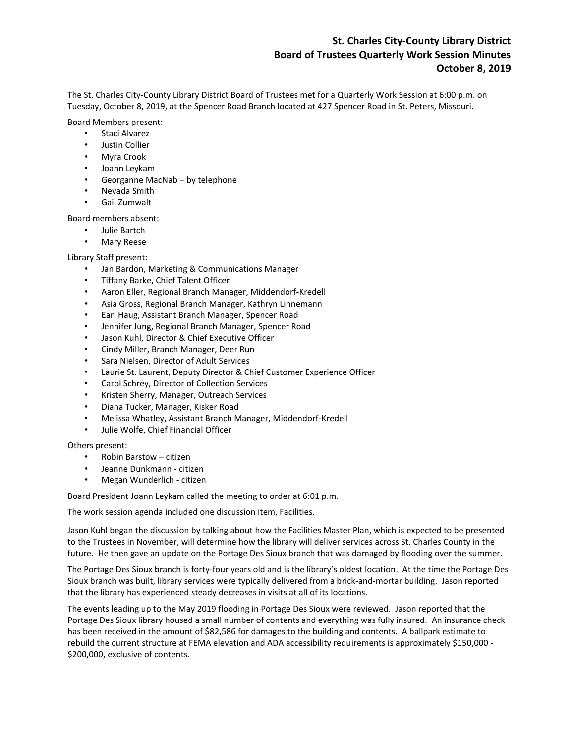# St. Charles City-County Library District
## Board of Trustees Quarterly Work Session Minutes
## October 8, 2019

The St. Charles City-County Library District Board of Trustees met for a Quarterly Work Session at 6:00 p.m. on Tuesday, October 8, 2019, at the Spencer Road Branch located at 427 Spencer Road in St. Peters, Missouri.

Board Members present:

- Staci Alvarez
- Justin Collier
- Myra Crook
- Joann Leykam
- Georganne MacNab – by telephone
- Nevada Smith
- Gail Zumwalt

Board members absent:

- Julie Bartch
- Mary Reese

Library Staff present:

- Jan Bardon, Marketing & Communications Manager
- Tiffany Barke, Chief Talent Officer
- Aaron Eller, Regional Branch Manager, Middendorf-Kredell
- Asia Gross, Regional Branch Manager, Kathryn Linnemann
- Earl Haug, Assistant Branch Manager, Spencer Road
- Jennifer Jung, Regional Branch Manager, Spencer Road
- Jason Kuhl, Director & Chief Executive Officer
- Cindy Miller, Branch Manager, Deer Run
- Sara Nielsen, Director of Adult Services
- Laurie St. Laurent, Deputy Director & Chief Customer Experience Officer
- Carol Schrey, Director of Collection Services
- Kristen Sherry, Manager, Outreach Services
- Diana Tucker, Manager, Kisker Road
- Melissa Whatley, Assistant Branch Manager, Middendorf-Kredell
- Julie Wolfe, Chief Financial Officer

Others present:

- Robin Barstow – citizen
- Jeanne Dunkmann - citizen
- Megan Wunderlich - citizen

Board President Joann Leykam called the meeting to order at 6:01 p.m.

The work session agenda included one discussion item, Facilities.

Jason Kuhl began the discussion by talking about how the Facilities Master Plan, which is expected to be presented to the Trustees in November, will determine how the library will deliver services across St. Charles County in the future. He then gave an update on the Portage Des Sioux branch that was damaged by flooding over the summer.

The Portage Des Sioux branch is forty-four years old and is the library's oldest location. At the time the Portage Des Sioux branch was built, library services were typically delivered from a brick-and-mortar building. Jason reported that the library has experienced steady decreases in visits at all of its locations.

The events leading up to the May 2019 flooding in Portage Des Sioux were reviewed. Jason reported that the Portage Des Sioux library housed a small number of contents and everything was fully insured. An insurance check has been received in the amount of $82,586 for damages to the building and contents. A ballpark estimate to rebuild the current structure at FEMA elevation and ADA accessibility requirements is approximately $150,000 - $200,000, exclusive of contents.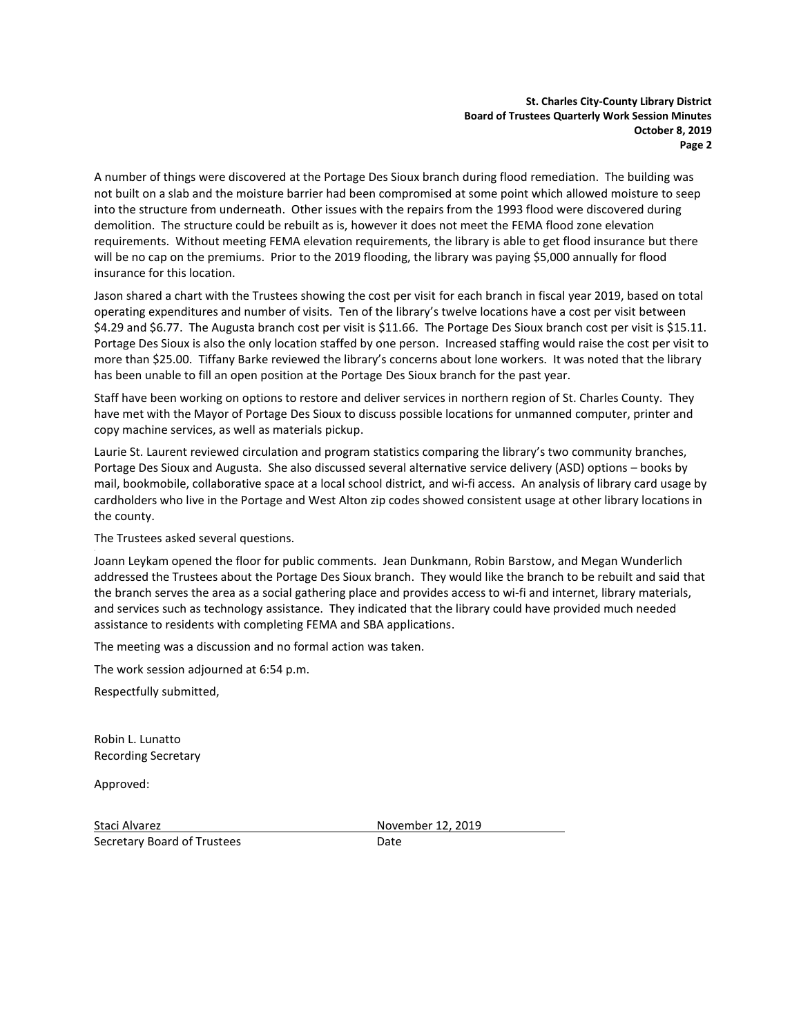A number of things were discovered at the Portage Des Sioux branch during flood remediation. The building was not built on a slab and the moisture barrier had been compromised at some point which allowed moisture to seep into the structure from underneath. Other issues with the repairs from the 1993 flood were discovered during demolition. The structure could be rebuilt as is, however it does not meet the FEMA flood zone elevation requirements. Without meeting FEMA elevation requirements, the library is able to get flood insurance but there will be no cap on the premiums. Prior to the 2019 flooding, the library was paying $5,000 annually for flood insurance for this location.

Jason shared a chart with the Trustees showing the cost per visit for each branch in fiscal year 2019, based on total operating expenditures and number of visits. Ten of the library's twelve locations have a cost per visit between $4.29 and $6.77. The Augusta branch cost per visit is $11.66. The Portage Des Sioux branch cost per visit is $15.11. Portage Des Sioux is also the only location staffed by one person. Increased staffing would raise the cost per visit to more than $25.00. Tiffany Barke reviewed the library's concerns about lone workers. It was noted that the library has been unable to fill an open position at the Portage Des Sioux branch for the past year.

Staff have been working on options to restore and deliver services in northern region of St. Charles County. They have met with the Mayor of Portage Des Sioux to discuss possible locations for unmanned computer, printer and copy machine services, as well as materials pickup.

Laurie St. Laurent reviewed circulation and program statistics comparing the library's two community branches, Portage Des Sioux and Augusta. She also discussed several alternative service delivery (ASD) options – books by mail, bookmobile, collaborative space at a local school district, and wi-fi access. An analysis of library card usage by cardholders who live in the Portage and West Alton zip codes showed consistent usage at other library locations in the county.

The Trustees asked several questions.

Joann Leykam opened the floor for public comments. Jean Dunkmann, Robin Barstow, and Megan Wunderlich addressed the Trustees about the Portage Des Sioux branch. They would like the branch to be rebuilt and said that the branch serves the area as a social gathering place and provides access to wi-fi and internet, library materials, and services such as technology assistance. They indicated that the library could have provided much needed assistance to residents with completing FEMA and SBA applications.

The meeting was a discussion and no formal action was taken.

The work session adjourned at 6:54 p.m.

Respectfully submitted,

Robin L. Lunatto
Recording Secretary

Approved:

| | |
|---|---|
| Staci Alvarez | November 12, 2019 |
| Secretary Board of Trustees | Date |